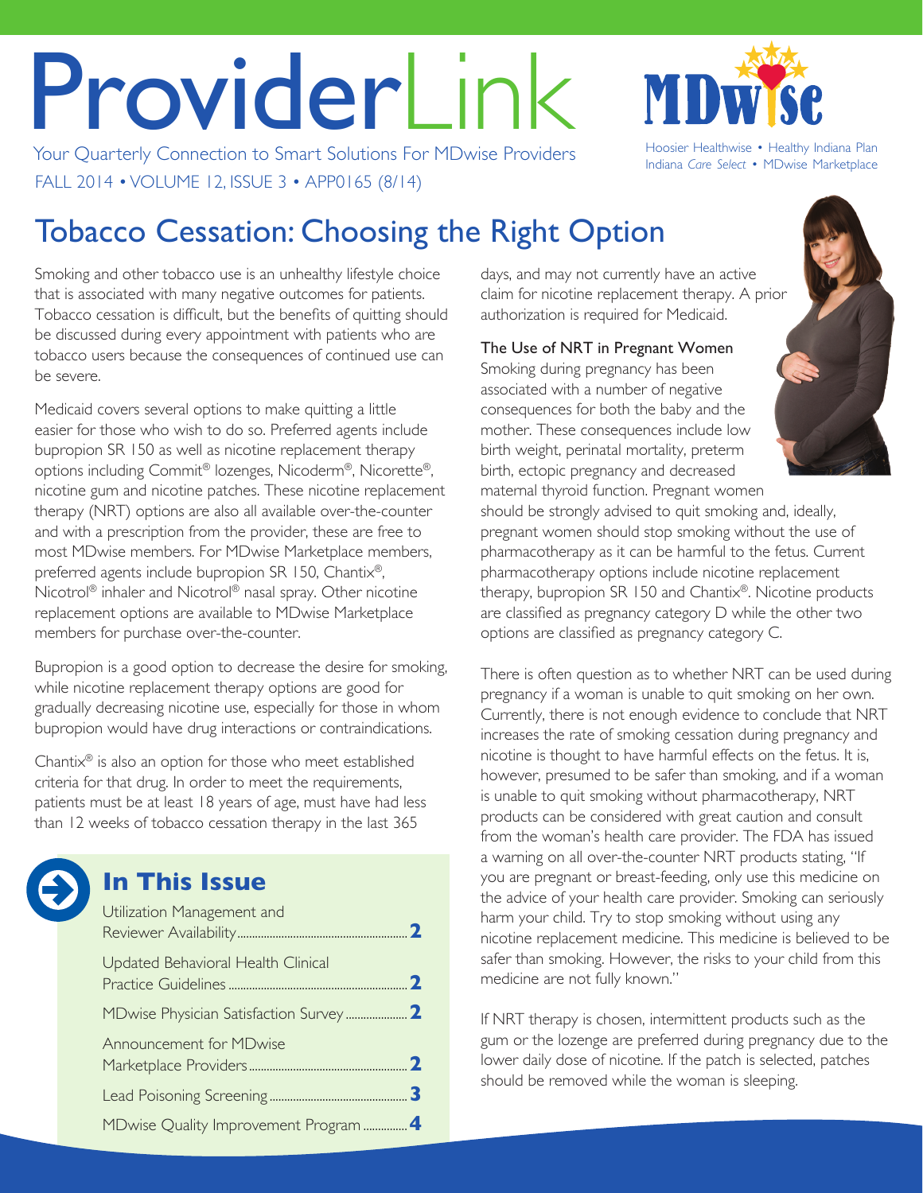# ProviderLink

Your Quarterly Connection to Smart Solutions For MDwise Providers

FALL 2014 • VOLUME 12, ISSUE 3 • APP0165 (8/14)

MDwise

Hoosier Healthwise • Healthy Indiana Plan
Indiana *Care Select* • MDwise Marketplace

## Tobacco Cessation: Choosing the Right Option

Smoking and other tobacco use is an unhealthy lifestyle choice that is associated with many negative outcomes for patients. Tobacco cessation is difficult, but the benefits of quitting should be discussed during every appointment with patients who are tobacco users because the consequences of continued use can be severe.

Medicaid covers several options to make quitting a little easier for those who wish to do so. Preferred agents include bupropion SR 150 as well as nicotine replacement therapy options including Commit® lozenges, Nicoderm®, Nicorette®, nicotine gum and nicotine patches. These nicotine replacement therapy (NRT) options are also all available over-the-counter and with a prescription from the provider, these are free to most MDwise members. For MDwise Marketplace members, preferred agents include bupropion SR 150, Chantix®, Nicotrol® inhaler and Nicotrol® nasal spray. Other nicotine replacement options are available to MDwise Marketplace members for purchase over-the-counter.

Bupropion is a good option to decrease the desire for smoking, while nicotine replacement therapy options are good for gradually decreasing nicotine use, especially for those in whom bupropion would have drug interactions or contraindications.

Chantix® is also an option for those who meet established criteria for that drug. In order to meet the requirements, patients must be at least 18 years of age, must have had less than 12 weeks of tobacco cessation therapy in the last 365 days, and may not currently have an active claim for nicotine replacement therapy. A prior authorization is required for Medicaid.

**The Use of NRT in Pregnant Women**

Smoking during pregnancy has been associated with a number of negative consequences for both the baby and the mother. These consequences include low birth weight, perinatal mortality, preterm birth, ectopic pregnancy and decreased maternal thyroid function. Pregnant women should be strongly advised to quit smoking and, ideally, pregnant women should stop smoking without the use of pharmacotherapy as it can be harmful to the fetus. Current pharmacotherapy options include nicotine replacement therapy, bupropion SR 150 and Chantix®. Nicotine products are classified as pregnancy category D while the other two options are classified as pregnancy category C.

There is often question as to whether NRT can be used during pregnancy if a woman is unable to quit smoking on her own. Currently, there is not enough evidence to conclude that NRT increases the rate of smoking cessation during pregnancy and nicotine is thought to have harmful effects on the fetus. It is, however, presumed to be safer than smoking, and if a woman is unable to quit smoking without pharmacotherapy, NRT products can be considered with great caution and consult from the woman's health care provider. The FDA has issued a warning on all over-the-counter NRT products stating, "If you are pregnant or breast-feeding, only use this medicine on the advice of your health care provider. Smoking can seriously harm your child. Try to stop smoking without using any nicotine replacement medicine. This medicine is believed to be safer than smoking. However, the risks to your child from this medicine are not fully known."

If NRT therapy is chosen, intermittent products such as the gum or the lozenge are preferred during pregnancy due to the lower daily dose of nicotine. If the patch is selected, patches should be removed while the woman is sleeping.

### In This Issue

- Utilization Management and Reviewer Availability ..... **2**
- Updated Behavioral Health Clinical Practice Guidelines ..... **2**
- MDwise Physician Satisfaction Survey ..... **2**
- Announcement for MDwise Marketplace Providers ..... **2**
- Lead Poisoning Screening ..... **3**
- MDwise Quality Improvement Program ..... **4**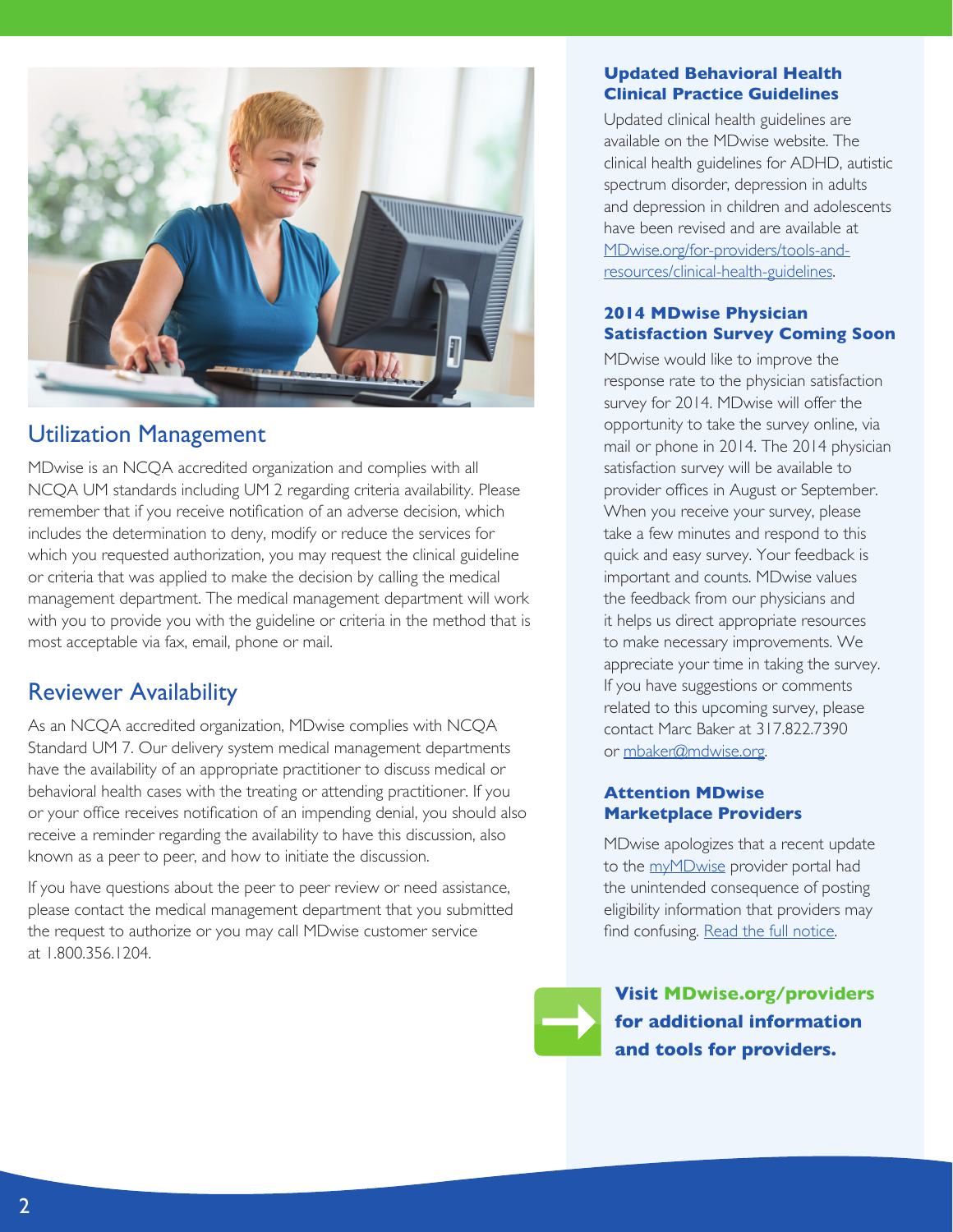## Utilization Management

MDwise is an NCQA accredited organization and complies with all NCQA UM standards including UM 2 regarding criteria availability. Please remember that if you receive notification of an adverse decision, which includes the determination to deny, modify or reduce the services for which you requested authorization, you may request the clinical guideline or criteria that was applied to make the decision by calling the medical management department. The medical management department will work with you to provide you with the guideline or criteria in the method that is most acceptable via fax, email, phone or mail.

## Reviewer Availability

As an NCQA accredited organization, MDwise complies with NCQA Standard UM 7. Our delivery system medical management departments have the availability of an appropriate practitioner to discuss medical or behavioral health cases with the treating or attending practitioner. If you or your office receives notification of an impending denial, you should also receive a reminder regarding the availability to have this discussion, also known as a peer to peer, and how to initiate the discussion.

If you have questions about the peer to peer review or need assistance, please contact the medical management department that you submitted the request to authorize or you may call MDwise customer service at 1.800.356.1204.

### Updated Behavioral Health Clinical Practice Guidelines

Updated clinical health guidelines are available on the MDwise website. The clinical health guidelines for ADHD, autistic spectrum disorder, depression in adults and depression in children and adolescents have been revised and are available at MDwise.org/for-providers/tools-and-resources/clinical-health-guidelines.

### 2014 MDwise Physician Satisfaction Survey Coming Soon

MDwise would like to improve the response rate to the physician satisfaction survey for 2014. MDwise will offer the opportunity to take the survey online, via mail or phone in 2014. The 2014 physician satisfaction survey will be available to provider offices in August or September. When you receive your survey, please take a few minutes and respond to this quick and easy survey. Your feedback is important and counts. MDwise values the feedback from our physicians and it helps us direct appropriate resources to make necessary improvements. We appreciate your time in taking the survey. If you have suggestions or comments related to this upcoming survey, please contact Marc Baker at 317.822.7390 or mbaker@mdwise.org.

### Attention MDwise Marketplace Providers

MDwise apologizes that a recent update to the myMDwise provider portal had the unintended consequence of posting eligibility information that providers may find confusing. Read the full notice.

**Visit MDwise.org/providers for additional information and tools for providers.**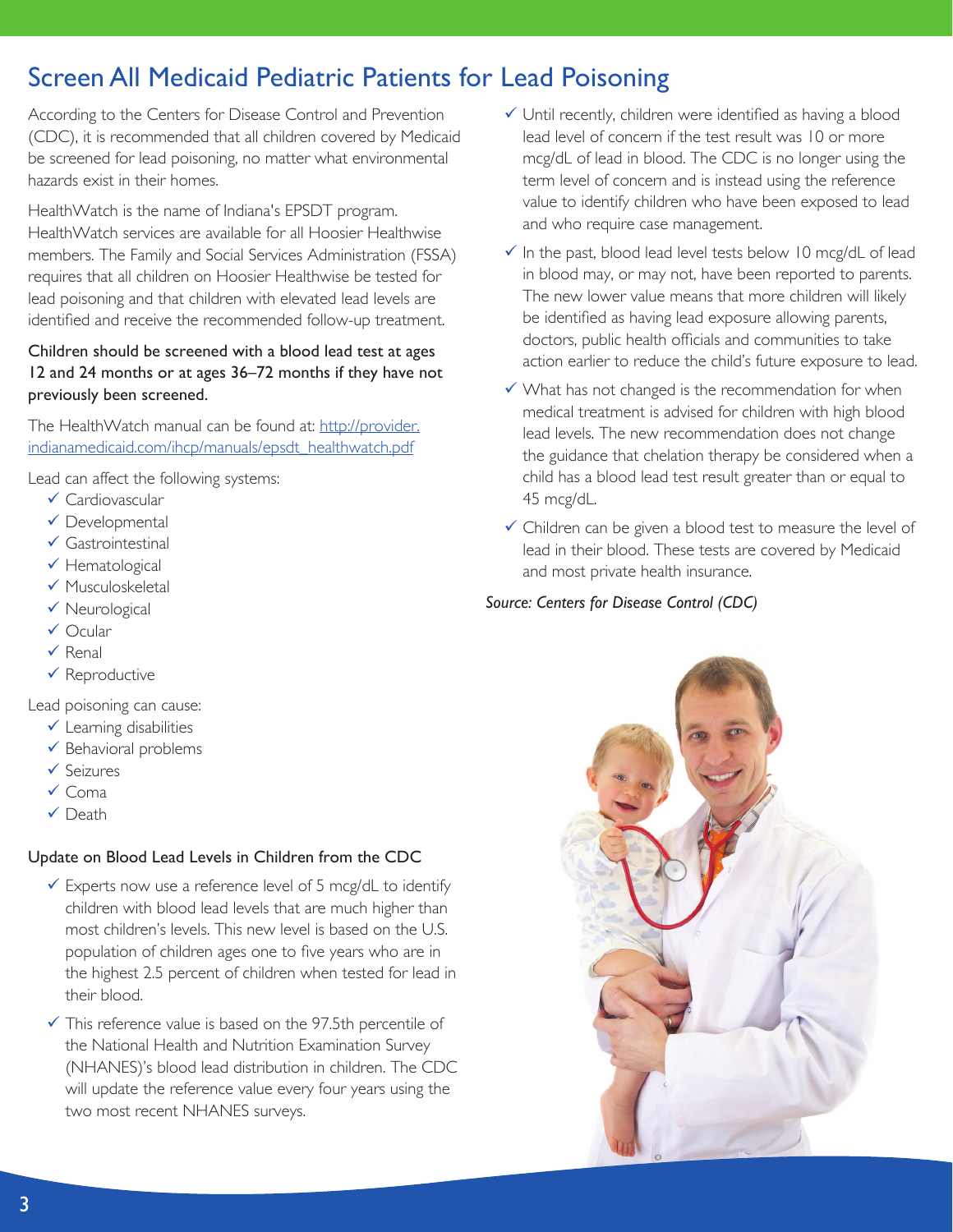# Screen All Medicaid Pediatric Patients for Lead Poisoning

According to the Centers for Disease Control and Prevention (CDC), it is recommended that all children covered by Medicaid be screened for lead poisoning, no matter what environmental hazards exist in their homes.

HealthWatch is the name of Indiana's EPSDT program. HealthWatch services are available for all Hoosier Healthwise members. The Family and Social Services Administration (FSSA) requires that all children on Hoosier Healthwise be tested for lead poisoning and that children with elevated lead levels are identified and receive the recommended follow-up treatment.

**Children should be screened with a blood lead test at ages 12 and 24 months or at ages 36–72 months if they have not previously been screened.**

The HealthWatch manual can be found at: http://provider.indianamedicaid.com/ihcp/manuals/epsdt_healthwatch.pdf

Lead can affect the following systems:

- ✓ Cardiovascular
- ✓ Developmental
- ✓ Gastrointestinal
- ✓ Hematological
- ✓ Musculoskeletal
- ✓ Neurological
- ✓ Ocular
- ✓ Renal
- ✓ Reproductive

Lead poisoning can cause:

- ✓ Learning disabilities
- ✓ Behavioral problems
- ✓ Seizures
- ✓ Coma
- ✓ Death

## Update on Blood Lead Levels in Children from the CDC

- ✓ Experts now use a reference level of 5 mcg/dL to identify children with blood lead levels that are much higher than most children's levels. This new level is based on the U.S. population of children ages one to five years who are in the highest 2.5 percent of children when tested for lead in their blood.
- ✓ This reference value is based on the 97.5th percentile of the National Health and Nutrition Examination Survey (NHANES)'s blood lead distribution in children. The CDC will update the reference value every four years using the two most recent NHANES surveys.
- ✓ Until recently, children were identified as having a blood lead level of concern if the test result was 10 or more mcg/dL of lead in blood. The CDC is no longer using the term level of concern and is instead using the reference value to identify children who have been exposed to lead and who require case management.
- ✓ In the past, blood lead level tests below 10 mcg/dL of lead in blood may, or may not, have been reported to parents. The new lower value means that more children will likely be identified as having lead exposure allowing parents, doctors, public health officials and communities to take action earlier to reduce the child's future exposure to lead.
- ✓ What has not changed is the recommendation for when medical treatment is advised for children with high blood lead levels. The new recommendation does not change the guidance that chelation therapy be considered when a child has a blood lead test result greater than or equal to 45 mcg/dL.
- ✓ Children can be given a blood test to measure the level of lead in their blood. These tests are covered by Medicaid and most private health insurance.

*Source: Centers for Disease Control (CDC)*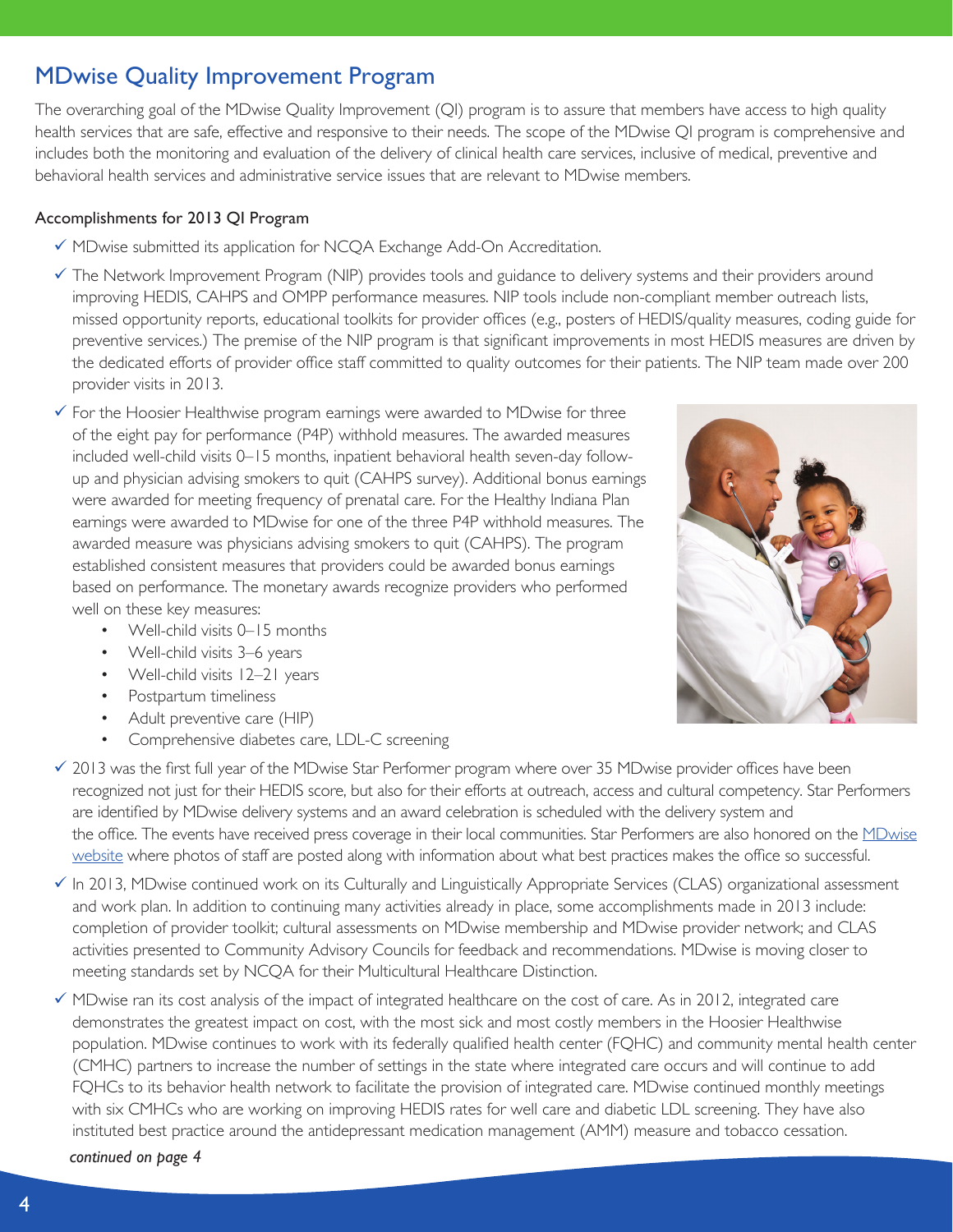## MDwise Quality Improvement Program

The overarching goal of the MDwise Quality Improvement (QI) program is to assure that members have access to high quality health services that are safe, effective and responsive to their needs. The scope of the MDwise QI program is comprehensive and includes both the monitoring and evaluation of the delivery of clinical health care services, inclusive of medical, preventive and behavioral health services and administrative service issues that are relevant to MDwise members.

### Accomplishments for 2013 QI Program

- ✓ MDwise submitted its application for NCQA Exchange Add-On Accreditation.
- ✓ The Network Improvement Program (NIP) provides tools and guidance to delivery systems and their providers around improving HEDIS, CAHPS and OMPP performance measures. NIP tools include non-compliant member outreach lists, missed opportunity reports, educational toolkits for provider offices (e.g., posters of HEDIS/quality measures, coding guide for preventive services.) The premise of the NIP program is that significant improvements in most HEDIS measures are driven by the dedicated efforts of provider office staff committed to quality outcomes for their patients. The NIP team made over 200 provider visits in 2013.
- ✓ For the Hoosier Healthwise program earnings were awarded to MDwise for three of the eight pay for performance (P4P) withhold measures. The awarded measures included well-child visits 0–15 months, inpatient behavioral health seven-day follow-up and physician advising smokers to quit (CAHPS survey). Additional bonus earnings were awarded for meeting frequency of prenatal care. For the Healthy Indiana Plan earnings were awarded to MDwise for one of the three P4P withhold measures. The awarded measure was physicians advising smokers to quit (CAHPS). The program established consistent measures that providers could be awarded bonus earnings based on performance. The monetary awards recognize providers who performed well on these key measures:
  - Well-child visits 0–15 months
  - Well-child visits 3–6 years
  - Well-child visits 12–21 years
  - Postpartum timeliness
  - Adult preventive care (HIP)
  - Comprehensive diabetes care, LDL-C screening
- ✓ 2013 was the first full year of the MDwise Star Performer program where over 35 MDwise provider offices have been recognized not just for their HEDIS score, but also for their efforts at outreach, access and cultural competency. Star Performers are identified by MDwise delivery systems and an award celebration is scheduled with the delivery system and the office. The events have received press coverage in their local communities. Star Performers are also honored on the MDwise website where photos of staff are posted along with information about what best practices makes the office so successful.
- ✓ In 2013, MDwise continued work on its Culturally and Linguistically Appropriate Services (CLAS) organizational assessment and work plan. In addition to continuing many activities already in place, some accomplishments made in 2013 include: completion of provider toolkit; cultural assessments on MDwise membership and MDwise provider network; and CLAS activities presented to Community Advisory Councils for feedback and recommendations. MDwise is moving closer to meeting standards set by NCQA for their Multicultural Healthcare Distinction.
- ✓ MDwise ran its cost analysis of the impact of integrated healthcare on the cost of care. As in 2012, integrated care demonstrates the greatest impact on cost, with the most sick and most costly members in the Hoosier Healthwise population. MDwise continues to work with its federally qualified health center (FQHC) and community mental health center (CMHC) partners to increase the number of settings in the state where integrated care occurs and will continue to add FQHCs to its behavior health network to facilitate the provision of integrated care. MDwise continued monthly meetings with six CMHCs who are working on improving HEDIS rates for well care and diabetic LDL screening. They have also instituted best practice around the antidepressant medication management (AMM) measure and tobacco cessation.

*continued on page 4*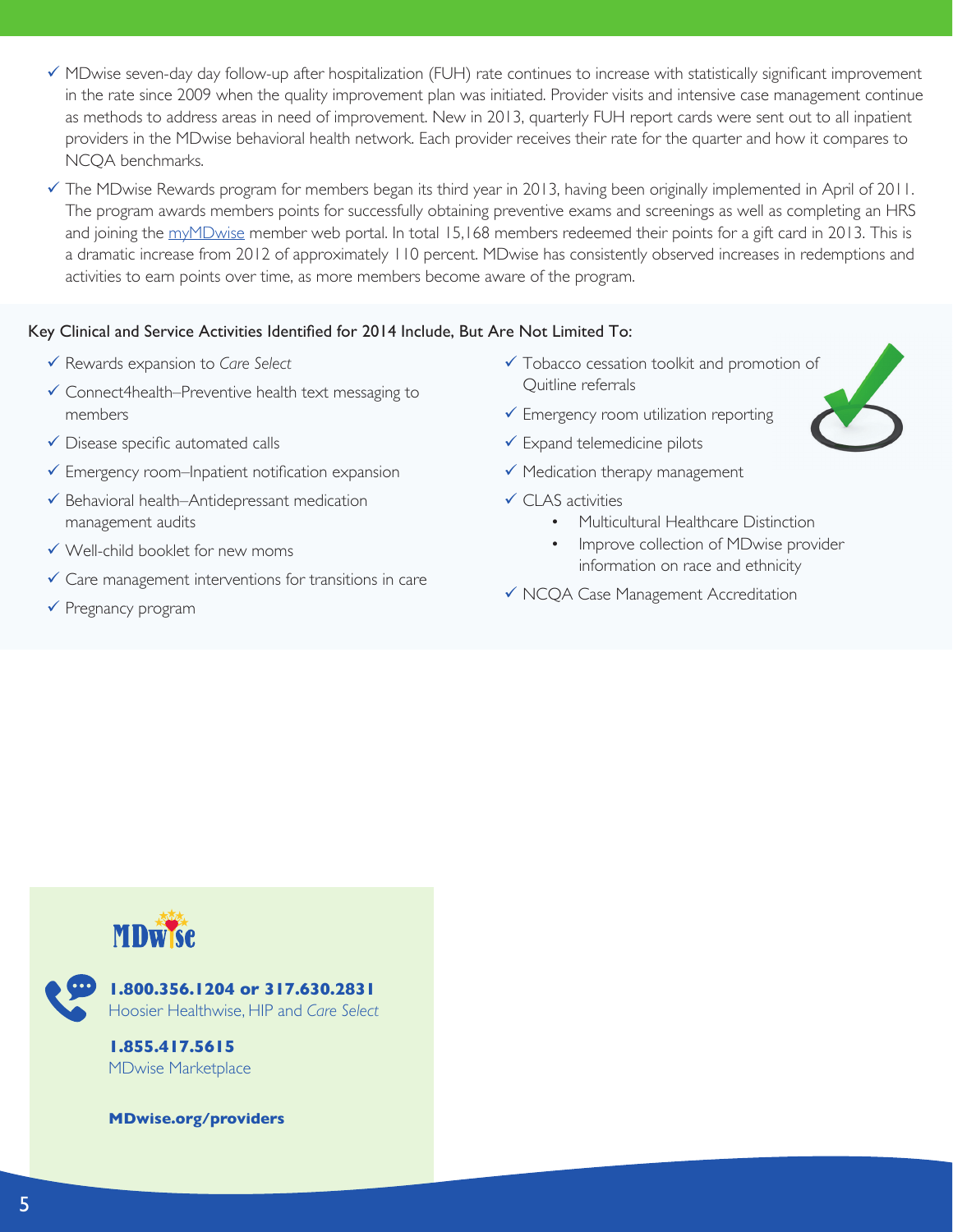- ✓ MDwise seven-day day follow-up after hospitalization (FUH) rate continues to increase with statistically significant improvement in the rate since 2009 when the quality improvement plan was initiated. Provider visits and intensive case management continue as methods to address areas in need of improvement. New in 2013, quarterly FUH report cards were sent out to all inpatient providers in the MDwise behavioral health network. Each provider receives their rate for the quarter and how it compares to NCQA benchmarks.
- ✓ The MDwise Rewards program for members began its third year in 2013, having been originally implemented in April of 2011. The program awards members points for successfully obtaining preventive exams and screenings as well as completing an HRS and joining the myMDwise member web portal. In total 15,168 members redeemed their points for a gift card in 2013. This is a dramatic increase from 2012 of approximately 110 percent. MDwise has consistently observed increases in redemptions and activities to earn points over time, as more members become aware of the program.

Key Clinical and Service Activities Identified for 2014 Include, But Are Not Limited To:

- ✓ Rewards expansion to *Care Select*
- ✓ Connect4health–Preventive health text messaging to members
- ✓ Disease specific automated calls
- ✓ Emergency room–Inpatient notification expansion
- ✓ Behavioral health–Antidepressant medication management audits
- ✓ Well-child booklet for new moms
- ✓ Care management interventions for transitions in care
- ✓ Pregnancy program
- ✓ Tobacco cessation toolkit and promotion of Quitline referrals
- ✓ Emergency room utilization reporting
- ✓ Expand telemedicine pilots
- ✓ Medication therapy management
- ✓ CLAS activities
  - Multicultural Healthcare Distinction
  - Improve collection of MDwise provider information on race and ethnicity
- ✓ NCQA Case Management Accreditation

MDwise

**1.800.356.1204 or 317.630.2831**
Hoosier Healthwise, HIP and *Care Select*

**1.855.417.5615**
MDwise Marketplace

**MDwise.org/providers**